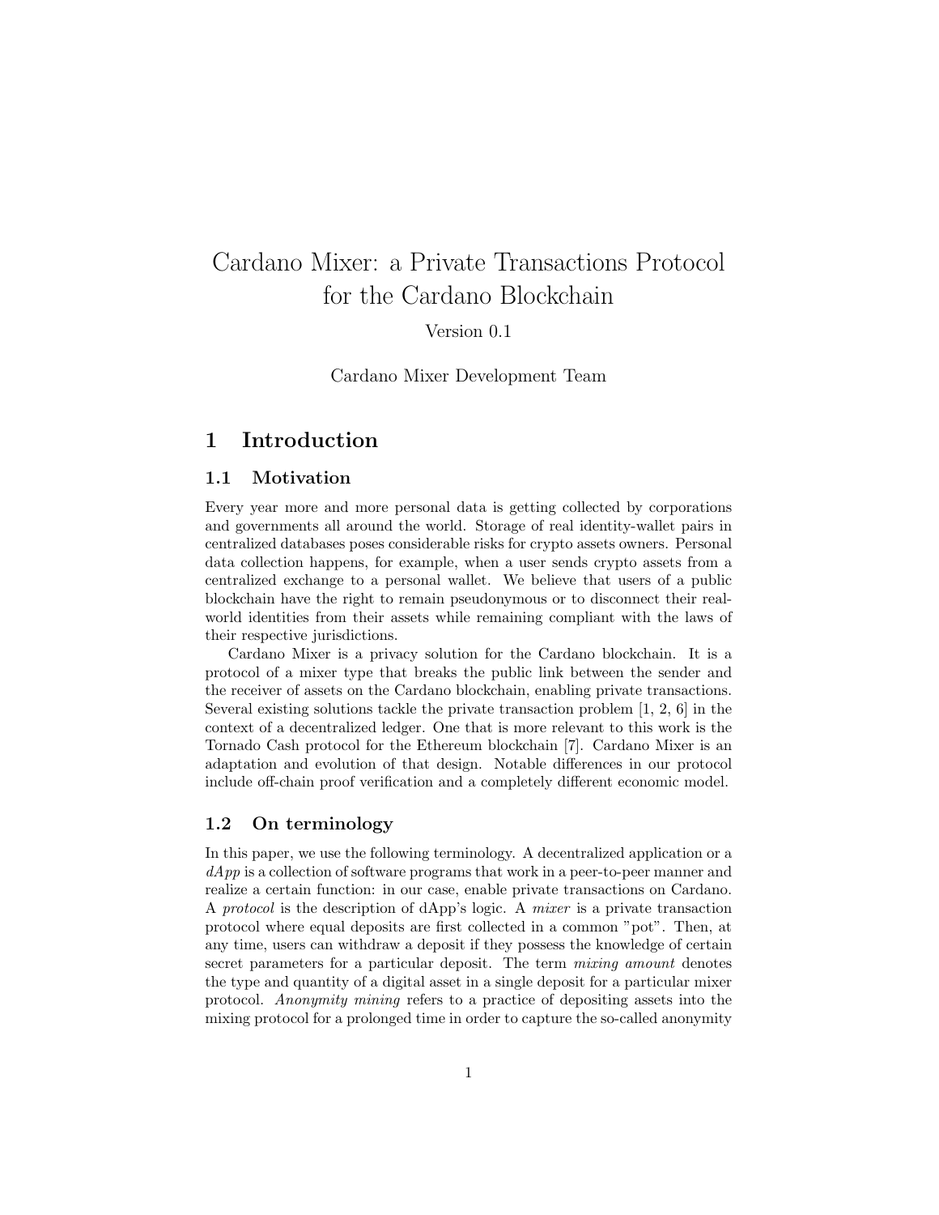# Cardano Mixer: a Private Transactions Protocol for the Cardano Blockchain

Version 0.1

Cardano Mixer Development Team

## 1 Introduction

### 1.1 Motivation

Every year more and more personal data is getting collected by corporations and governments all around the world. Storage of real identity-wallet pairs in centralized databases poses considerable risks for crypto assets owners. Personal data collection happens, for example, when a user sends crypto assets from a centralized exchange to a personal wallet. We believe that users of a public blockchain have the right to remain pseudonymous or to disconnect their real-world identities from their assets while remaining compliant with the laws of their respective jurisdictions.

Cardano Mixer is a privacy solution for the Cardano blockchain. It is a protocol of a mixer type that breaks the public link between the sender and the receiver of assets on the Cardano blockchain, enabling private transactions. Several existing solutions tackle the private transaction problem [1, 2, 6] in the context of a decentralized ledger. One that is more relevant to this work is the Tornado Cash protocol for the Ethereum blockchain [7]. Cardano Mixer is an adaptation and evolution of that design. Notable differences in our protocol include off-chain proof verification and a completely different economic model.

### 1.2 On terminology

In this paper, we use the following terminology. A decentralized application or a *dApp* is a collection of software programs that work in a peer-to-peer manner and realize a certain function: in our case, enable private transactions on Cardano. A *protocol* is the description of dApp's logic. A *mixer* is a private transaction protocol where equal deposits are first collected in a common "pot". Then, at any time, users can withdraw a deposit if they possess the knowledge of certain secret parameters for a particular deposit. The term *mixing amount* denotes the type and quantity of a digital asset in a single deposit for a particular mixer protocol. *Anonymity mining* refers to a practice of depositing assets into the mixing protocol for a prolonged time in order to capture the so-called anonymity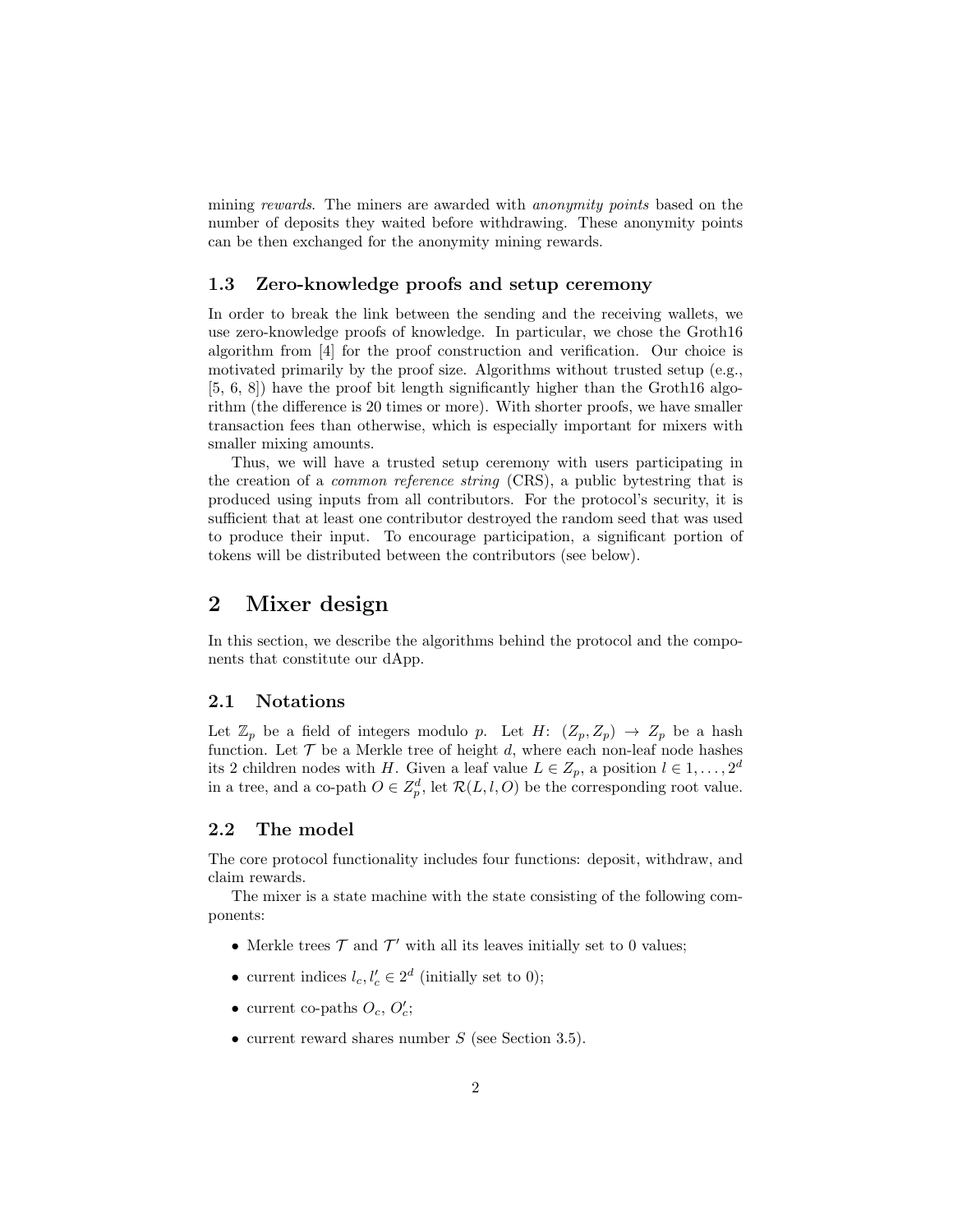mining *rewards*. The miners are awarded with *anonymity points* based on the number of deposits they waited before withdrawing. These anonymity points can be then exchanged for the anonymity mining rewards.

### 1.3 Zero-knowledge proofs and setup ceremony

In order to break the link between the sending and the receiving wallets, we use zero-knowledge proofs of knowledge. In particular, we chose the Groth16 algorithm from [4] for the proof construction and verification. Our choice is motivated primarily by the proof size. Algorithms without trusted setup (e.g., [5, 6, 8]) have the proof bit length significantly higher than the Groth16 algorithm (the difference is 20 times or more). With shorter proofs, we have smaller transaction fees than otherwise, which is especially important for mixers with smaller mixing amounts.

Thus, we will have a trusted setup ceremony with users participating in the creation of a *common reference string* (CRS), a public bytestring that is produced using inputs from all contributors. For the protocol's security, it is sufficient that at least one contributor destroyed the random seed that was used to produce their input. To encourage participation, a significant portion of tokens will be distributed between the contributors (see below).

## 2 Mixer design

In this section, we describe the algorithms behind the protocol and the components that constitute our dApp.

### 2.1 Notations

Let $\mathbb{Z}_p$ be a field of integers modulo $p$. Let $H\colon (Z_p, Z_p) \rightarrow Z_p$ be a hash function. Let $\mathcal{T}$ be a Merkle tree of height $d$, where each non-leaf node hashes its 2 children nodes with $H$. Given a leaf value $L \in Z_p$, a position $l \in 1, \ldots, 2^d$ in a tree, and a co-path $O \in Z_p^d$, let $\mathcal{R}(L, l, O)$ be the corresponding root value.

### 2.2 The model

The core protocol functionality includes four functions: deposit, withdraw, and claim rewards.

The mixer is a state machine with the state consisting of the following components:

- Merkle trees $\mathcal{T}$ and $\mathcal{T}'$ with all its leaves initially set to 0 values;
- current indices $l_c, l'_c \in 2^d$ (initially set to 0);
- current co-paths $O_c$, $O'_c$;
- current reward shares number $S$ (see Section 3.5).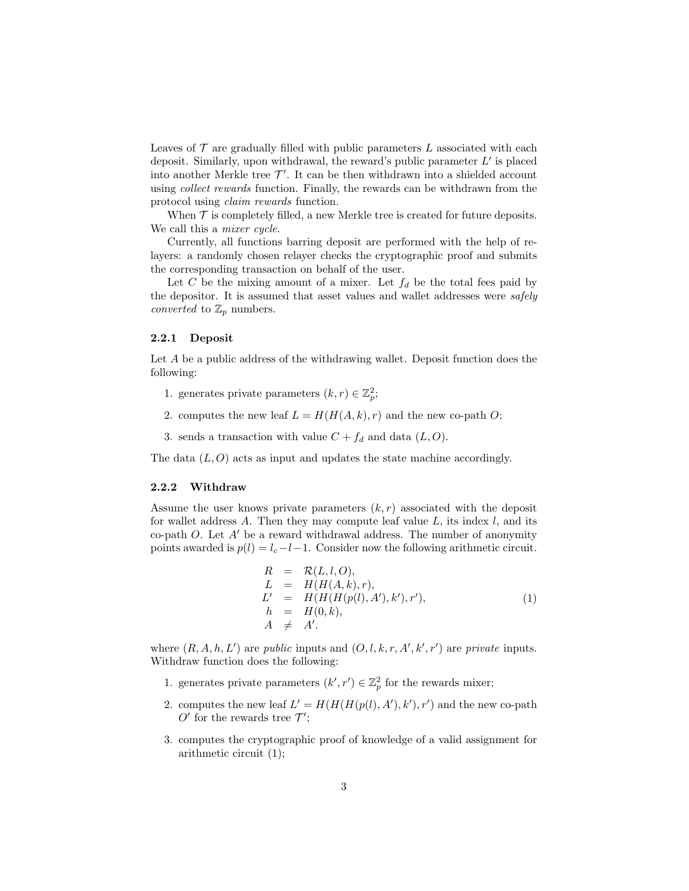Leaves of $\mathcal{T}$ are gradually filled with public parameters $L$ associated with each deposit. Similarly, upon withdrawal, the reward's public parameter $L'$ is placed into another Merkle tree $\mathcal{T}'$. It can be then withdrawn into a shielded account using *collect rewards* function. Finally, the rewards can be withdrawn from the protocol using *claim rewards* function.

When $\mathcal{T}$ is completely filled, a new Merkle tree is created for future deposits. We call this a *mixer cycle*.

Currently, all functions barring deposit are performed with the help of relayers: a randomly chosen relayer checks the cryptographic proof and submits the corresponding transaction on behalf of the user.

Let $C$ be the mixing amount of a mixer. Let $f_d$ be the total fees paid by the depositor. It is assumed that asset values and wallet addresses were *safely converted* to $\mathbb{Z}_p$ numbers.

#### 2.2.1 Deposit

Let $A$ be a public address of the withdrawing wallet. Deposit function does the following:

1. generates private parameters $(k, r) \in \mathbb{Z}_p^2$;
2. computes the new leaf $L = H(H(A, k), r)$ and the new co-path $O$;
3. sends a transaction with value $C + f_d$ and data $(L, O)$.

The data $(L, O)$ acts as input and updates the state machine accordingly.

#### 2.2.2 Withdraw

Assume the user knows private parameters $(k, r)$ associated with the deposit for wallet address $A$. Then they may compute leaf value $L$, its index $l$, and its co-path $O$. Let $A'$ be a reward withdrawal address. The number of anonymity points awarded is $p(l) = l_c - l - 1$. Consider now the following arithmetic circuit.

$$
\begin{array}{rcl}
R & = & \mathcal{R}(L, l, O), \\
L & = & H(H(A, k), r), \\
L' & = & H(H(H(p(l), A'), k'), r'), \\
h & = & H(0, k), \\
A & \neq & A'.
\end{array}
\tag{1}
$$

where $(R, A, h, L')$ are *public* inputs and $(O, l, k, r, A', k', r')$ are *private* inputs. Withdraw function does the following:

1. generates private parameters $(k', r') \in \mathbb{Z}_p^2$ for the rewards mixer;
2. computes the new leaf $L' = H(H(H(p(l), A'), k'), r')$ and the new co-path $O'$ for the rewards tree $\mathcal{T}'$;
3. computes the cryptographic proof of knowledge of a valid assignment for arithmetic circuit (1);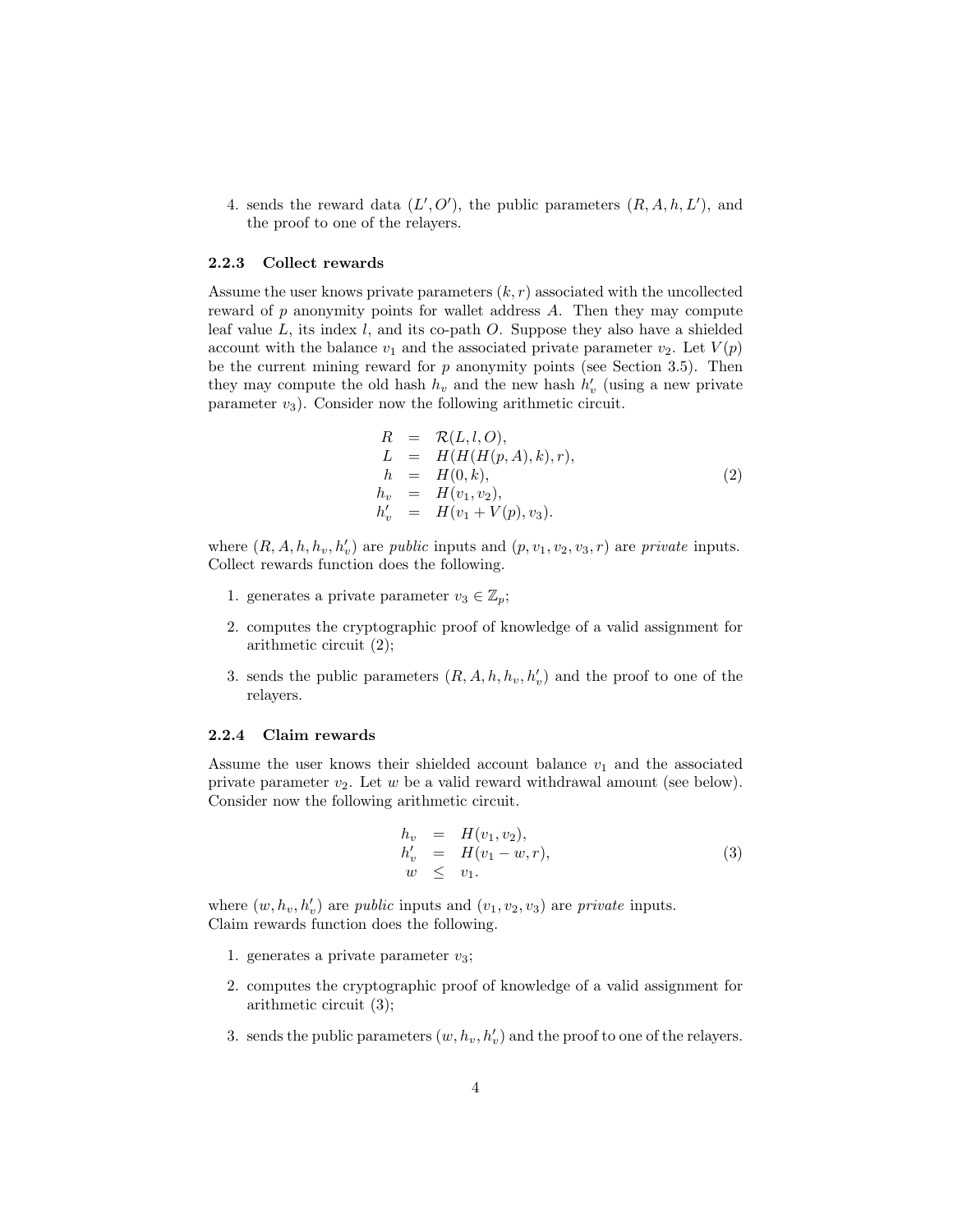4. sends the reward data $(L', O')$, the public parameters $(R, A, h, L')$, and the proof to one of the relayers.

### 2.2.3 Collect rewards

Assume the user knows private parameters $(k, r)$ associated with the uncollected reward of $p$ anonymity points for wallet address $A$. Then they may compute leaf value $L$, its index $l$, and its co-path $O$. Suppose they also have a shielded account with the balance $v_1$ and the associated private parameter $v_2$. Let $V(p)$ be the current mining reward for $p$ anonymity points (see Section 3.5). Then they may compute the old hash $h_v$ and the new hash $h'_v$ (using a new private parameter $v_3$). Consider now the following arithmetic circuit.

$$
\begin{aligned}
R &= \mathcal{R}(L, l, O), \\
L &= H(H(H(p, A), k), r), \\
h &= H(0, k), \\
h_v &= H(v_1, v_2), \\
h'_v &= H(v_1 + V(p), v_3).
\end{aligned}
\tag{2}
$$

where $(R, A, h, h_v, h'_v)$ are *public* inputs and $(p, v_1, v_2, v_3, r)$ are *private* inputs. Collect rewards function does the following.

1. generates a private parameter $v_3 \in \mathbb{Z}_p$;
2. computes the cryptographic proof of knowledge of a valid assignment for arithmetic circuit (2);
3. sends the public parameters $(R, A, h, h_v, h'_v)$ and the proof to one of the relayers.

### 2.2.4 Claim rewards

Assume the user knows their shielded account balance $v_1$ and the associated private parameter $v_2$. Let $w$ be a valid reward withdrawal amount (see below). Consider now the following arithmetic circuit.

$$
\begin{aligned}
h_v &= H(v_1, v_2), \\
h'_v &= H(v_1 - w, r), \\
w &\leq v_1.
\end{aligned}
\tag{3}
$$

where $(w, h_v, h'_v)$ are *public* inputs and $(v_1, v_2, v_3)$ are *private* inputs.
Claim rewards function does the following.

1. generates a private parameter $v_3$;
2. computes the cryptographic proof of knowledge of a valid assignment for arithmetic circuit (3);
3. sends the public parameters $(w, h_v, h'_v)$ and the proof to one of the relayers.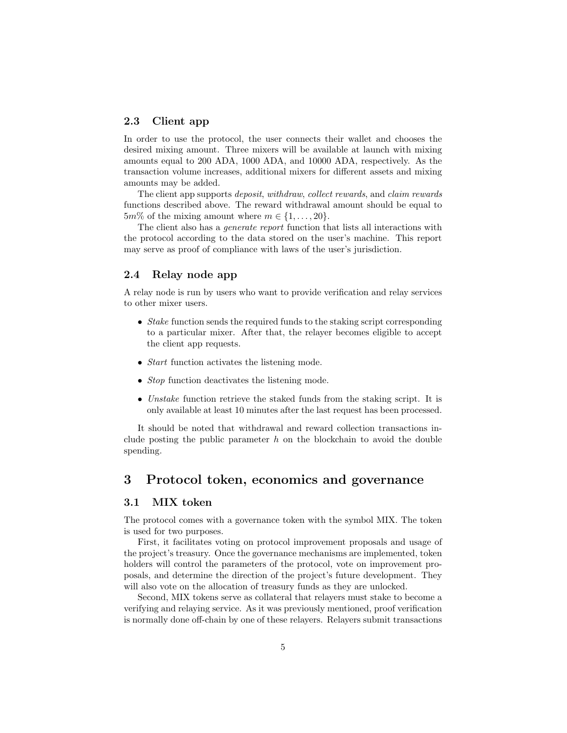### 2.3 Client app

In order to use the protocol, the user connects their wallet and chooses the desired mixing amount. Three mixers will be available at launch with mixing amounts equal to 200 ADA, 1000 ADA, and 10000 ADA, respectively. As the transaction volume increases, additional mixers for different assets and mixing amounts may be added.

The client app supports *deposit*, *withdraw*, *collect rewards*, and *claim rewards* functions described above. The reward withdrawal amount should be equal to $5m\%$ of the mixing amount where $m \in \{1, \ldots, 20\}$.

The client also has a *generate report* function that lists all interactions with the protocol according to the data stored on the user's machine. This report may serve as proof of compliance with laws of the user's jurisdiction.

### 2.4 Relay node app

A relay node is run by users who want to provide verification and relay services to other mixer users.

- *Stake* function sends the required funds to the staking script corresponding to a particular mixer. After that, the relayer becomes eligible to accept the client app requests.
- *Start* function activates the listening mode.
- *Stop* function deactivates the listening mode.
- *Unstake* function retrieve the staked funds from the staking script. It is only available at least 10 minutes after the last request has been processed.

It should be noted that withdrawal and reward collection transactions include posting the public parameter $h$ on the blockchain to avoid the double spending.

## 3 Protocol token, economics and governance

### 3.1 MIX token

The protocol comes with a governance token with the symbol MIX. The token is used for two purposes.

First, it facilitates voting on protocol improvement proposals and usage of the project's treasury. Once the governance mechanisms are implemented, token holders will control the parameters of the protocol, vote on improvement proposals, and determine the direction of the project's future development. They will also vote on the allocation of treasury funds as they are unlocked.

Second, MIX tokens serve as collateral that relayers must stake to become a verifying and relaying service. As it was previously mentioned, proof verification is normally done off-chain by one of these relayers. Relayers submit transactions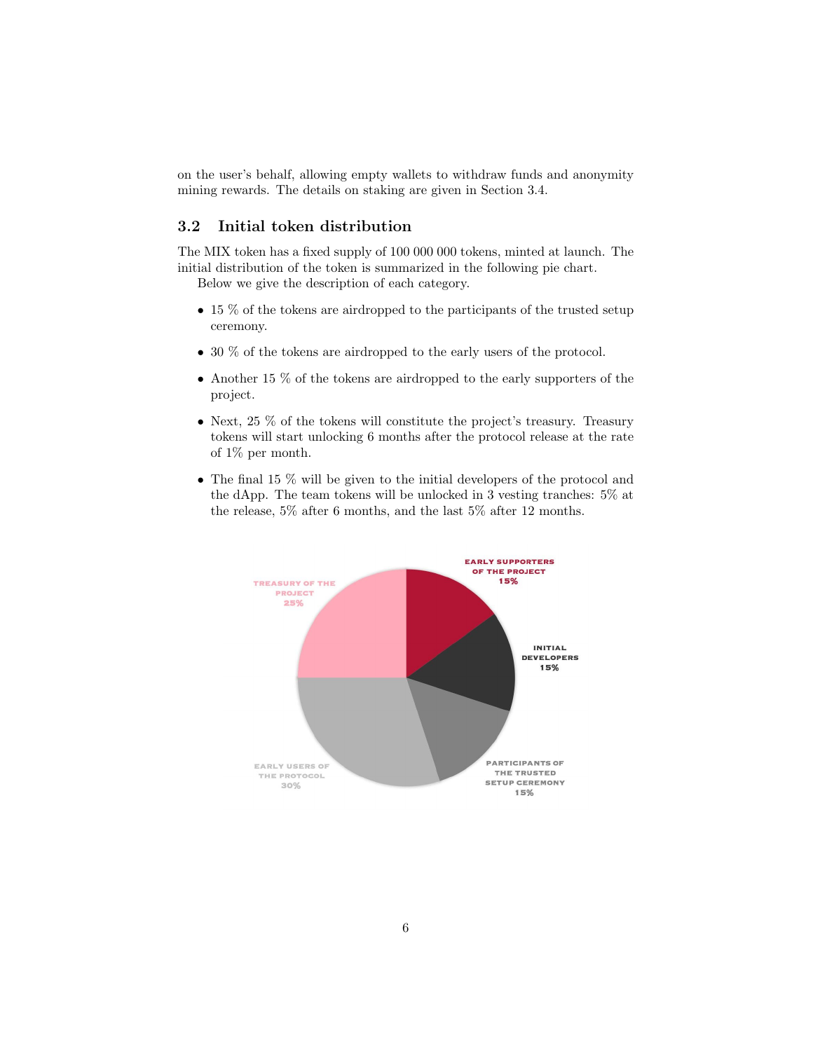on the user's behalf, allowing empty wallets to withdraw funds and anonymity mining rewards. The details on staking are given in Section 3.4.

### 3.2 Initial token distribution

The MIX token has a fixed supply of 100 000 000 tokens, minted at launch. The initial distribution of the token is summarized in the following pie chart.

Below we give the description of each category.

- 15 % of the tokens are airdropped to the participants of the trusted setup ceremony.
- 30 % of the tokens are airdropped to the early users of the protocol.
- Another 15 % of the tokens are airdropped to the early supporters of the project.
- Next, 25 % of the tokens will constitute the project's treasury. Treasury tokens will start unlocking 6 months after the protocol release at the rate of 1% per month.
- The final 15 % will be given to the initial developers of the protocol and the dApp. The team tokens will be unlocked in 3 vesting tranches: 5% at the release, 5% after 6 months, and the last 5% after 12 months.

EARLY SUPPORTERS OF THE PROJECT 15%

INITIAL DEVELOPERS 15%

PARTICIPANTS OF THE TRUSTED SETUP CEREMONY 15%

EARLY USERS OF THE PROTOCOL 30%

TREASURY OF THE PROJECT 25%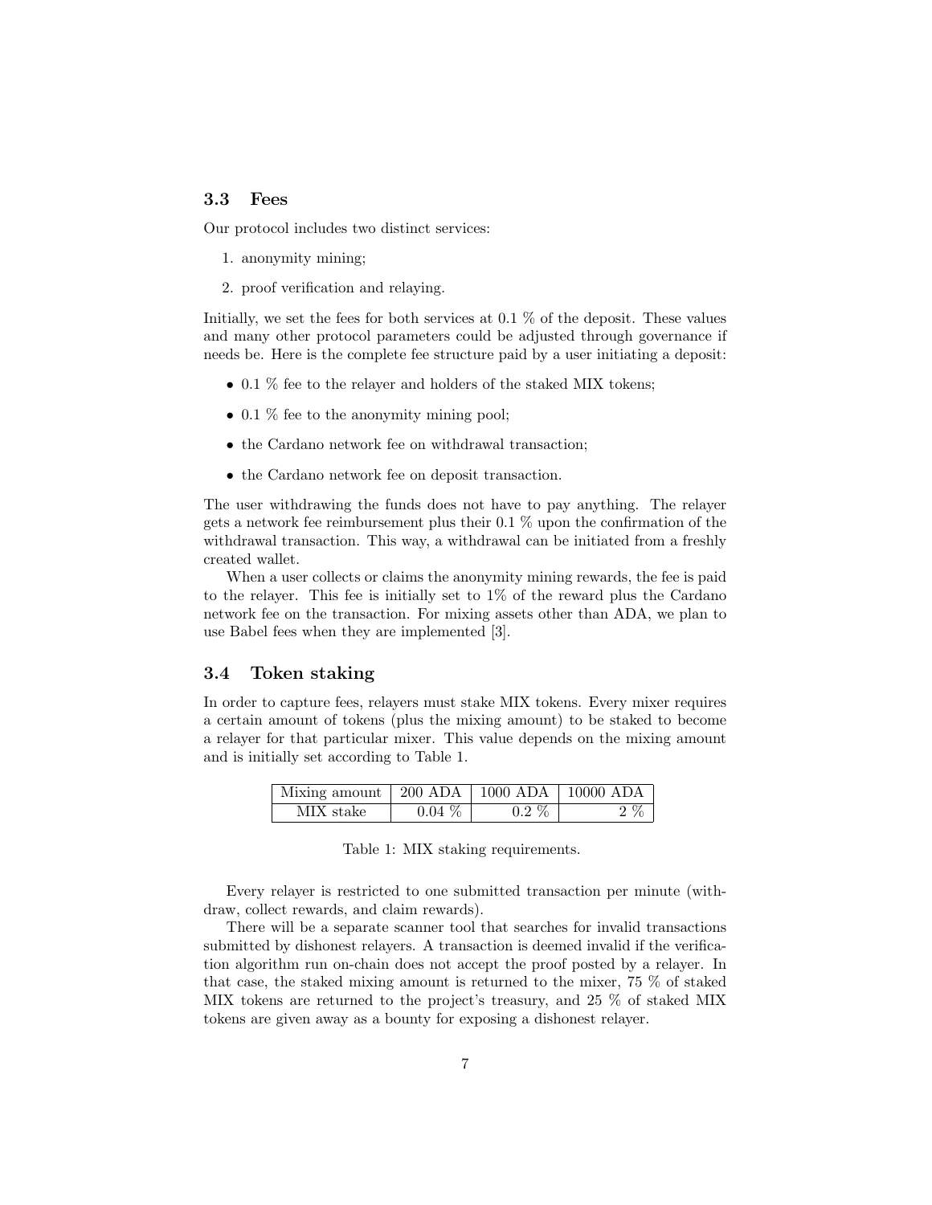### 3.3 Fees

Our protocol includes two distinct services:

1. anonymity mining;
2. proof verification and relaying.

Initially, we set the fees for both services at 0.1 % of the deposit. These values and many other protocol parameters could be adjusted through governance if needs be. Here is the complete fee structure paid by a user initiating a deposit:

- 0.1 % fee to the relayer and holders of the staked MIX tokens;
- 0.1 % fee to the anonymity mining pool;
- the Cardano network fee on withdrawal transaction;
- the Cardano network fee on deposit transaction.

The user withdrawing the funds does not have to pay anything. The relayer gets a network fee reimbursement plus their 0.1 % upon the confirmation of the withdrawal transaction. This way, a withdrawal can be initiated from a freshly created wallet.

When a user collects or claims the anonymity mining rewards, the fee is paid to the relayer. This fee is initially set to 1% of the reward plus the Cardano network fee on the transaction. For mixing assets other than ADA, we plan to use Babel fees when they are implemented [3].

### 3.4 Token staking

In order to capture fees, relayers must stake MIX tokens. Every mixer requires a certain amount of tokens (plus the mixing amount) to be staked to become a relayer for that particular mixer. This value depends on the mixing amount and is initially set according to Table 1.

| Mixing amount | 200 ADA | 1000 ADA | 10000 ADA |
| --- | --- | --- | --- |
| MIX stake | 0.04 % | 0.2 % | 2 % |

Table 1: MIX staking requirements.

Every relayer is restricted to one submitted transaction per minute (withdraw, collect rewards, and claim rewards).

There will be a separate scanner tool that searches for invalid transactions submitted by dishonest relayers. A transaction is deemed invalid if the verification algorithm run on-chain does not accept the proof posted by a relayer. In that case, the staked mixing amount is returned to the mixer, 75 % of staked MIX tokens are returned to the project's treasury, and 25 % of staked MIX tokens are given away as a bounty for exposing a dishonest relayer.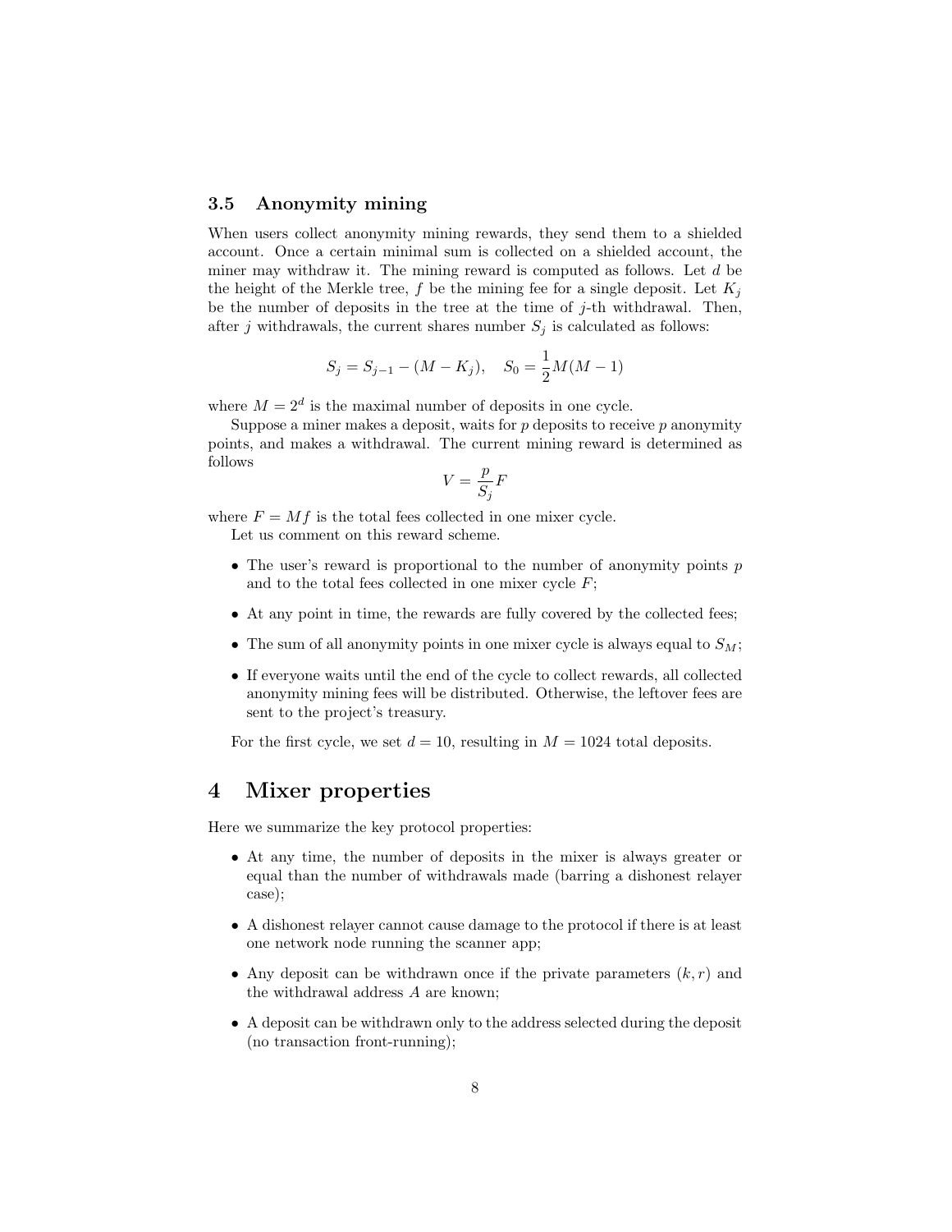### 3.5 Anonymity mining

When users collect anonymity mining rewards, they send them to a shielded account. Once a certain minimal sum is collected on a shielded account, the miner may withdraw it. The mining reward is computed as follows. Let $d$ be the height of the Merkle tree, $f$ be the mining fee for a single deposit. Let $K_j$ be the number of deposits in the tree at the time of $j$-th withdrawal. Then, after $j$ withdrawals, the current shares number $S_j$ is calculated as follows:

$$S_j = S_{j-1} - (M - K_j), \quad S_0 = \frac{1}{2}M(M-1)$$

where $M = 2^d$ is the maximal number of deposits in one cycle.

Suppose a miner makes a deposit, waits for $p$ deposits to receive $p$ anonymity points, and makes a withdrawal. The current mining reward is determined as follows

$$V = \frac{p}{S_j}F$$

where $F = Mf$ is the total fees collected in one mixer cycle.

Let us comment on this reward scheme.

- The user's reward is proportional to the number of anonymity points $p$ and to the total fees collected in one mixer cycle $F$;
- At any point in time, the rewards are fully covered by the collected fees;
- The sum of all anonymity points in one mixer cycle is always equal to $S_M$;
- If everyone waits until the end of the cycle to collect rewards, all collected anonymity mining fees will be distributed. Otherwise, the leftover fees are sent to the project's treasury.

For the first cycle, we set $d = 10$, resulting in $M = 1024$ total deposits.

# 4 Mixer properties

Here we summarize the key protocol properties:

- At any time, the number of deposits in the mixer is always greater or equal than the number of withdrawals made (barring a dishonest relayer case);
- A dishonest relayer cannot cause damage to the protocol if there is at least one network node running the scanner app;
- Any deposit can be withdrawn once if the private parameters $(k, r)$ and the withdrawal address $A$ are known;
- A deposit can be withdrawn only to the address selected during the deposit (no transaction front-running);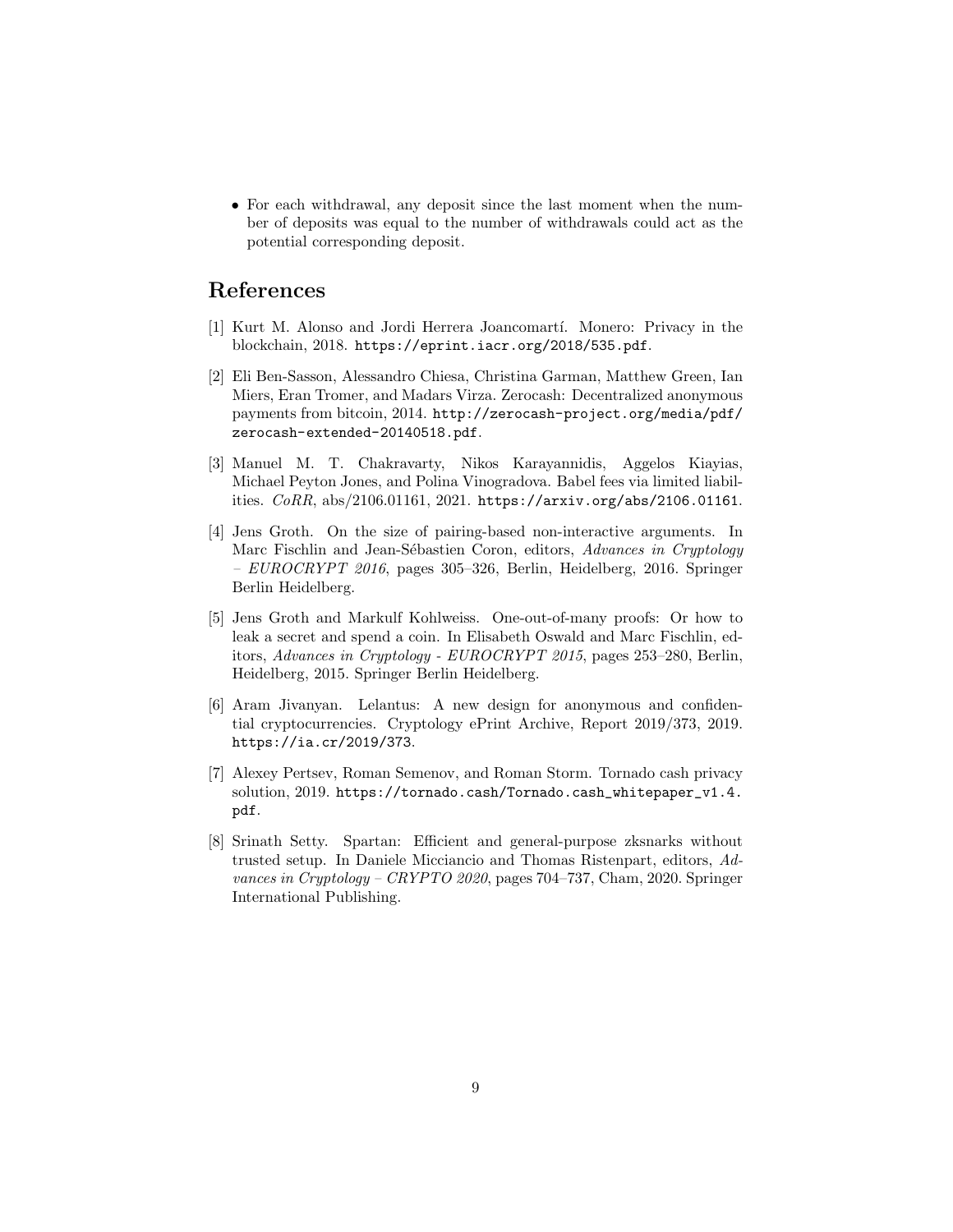- For each withdrawal, any deposit since the last moment when the number of deposits was equal to the number of withdrawals could act as the potential corresponding deposit.

## References

[1] Kurt M. Alonso and Jordi Herrera Joancomartí. Monero: Privacy in the blockchain, 2018. `https://eprint.iacr.org/2018/535.pdf`.

[2] Eli Ben-Sasson, Alessandro Chiesa, Christina Garman, Matthew Green, Ian Miers, Eran Tromer, and Madars Virza. Zerocash: Decentralized anonymous payments from bitcoin, 2014. `http://zerocash-project.org/media/pdf/zerocash-extended-20140518.pdf`.

[3] Manuel M. T. Chakravarty, Nikos Karayannidis, Aggelos Kiayias, Michael Peyton Jones, and Polina Vinogradova. Babel fees via limited liabilities. *CoRR*, abs/2106.01161, 2021. `https://arxiv.org/abs/2106.01161`.

[4] Jens Groth. On the size of pairing-based non-interactive arguments. In Marc Fischlin and Jean-Sébastien Coron, editors, *Advances in Cryptology – EUROCRYPT 2016*, pages 305–326, Berlin, Heidelberg, 2016. Springer Berlin Heidelberg.

[5] Jens Groth and Markulf Kohlweiss. One-out-of-many proofs: Or how to leak a secret and spend a coin. In Elisabeth Oswald and Marc Fischlin, editors, *Advances in Cryptology - EUROCRYPT 2015*, pages 253–280, Berlin, Heidelberg, 2015. Springer Berlin Heidelberg.

[6] Aram Jivanyan. Lelantus: A new design for anonymous and confidential cryptocurrencies. Cryptology ePrint Archive, Report 2019/373, 2019. `https://ia.cr/2019/373`.

[7] Alexey Pertsev, Roman Semenov, and Roman Storm. Tornado cash privacy solution, 2019. `https://tornado.cash/Tornado.cash_whitepaper_v1.4.pdf`.

[8] Srinath Setty. Spartan: Efficient and general-purpose zksnarks without trusted setup. In Daniele Micciancio and Thomas Ristenpart, editors, *Advances in Cryptology – CRYPTO 2020*, pages 704–737, Cham, 2020. Springer International Publishing.